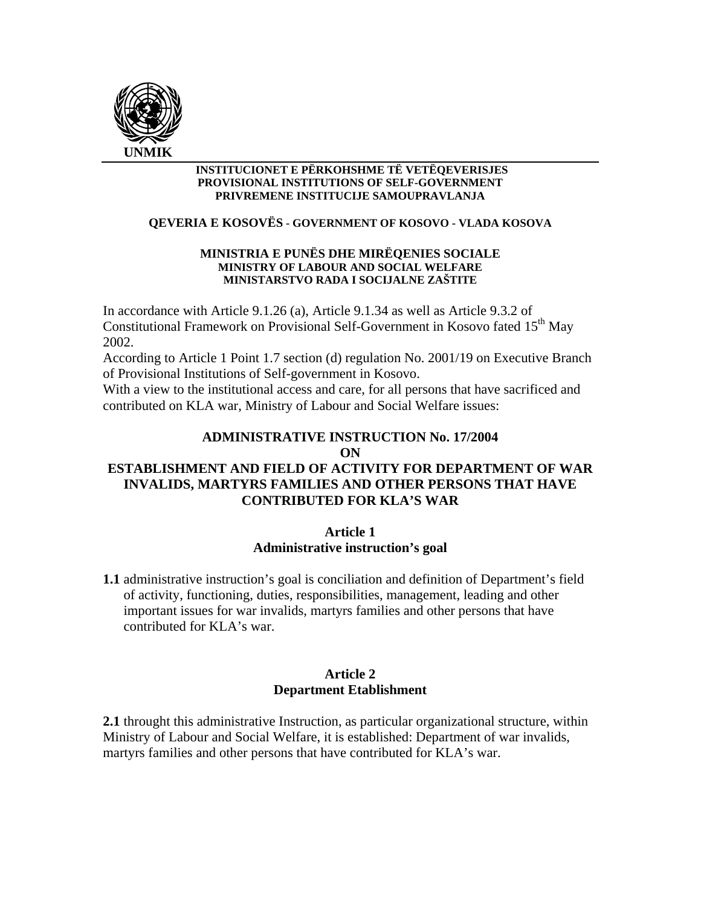UNMIK

**INSTITUCIONET E PËRKOHSHME TË VETËQEVERISJES**
**PROVISIONAL INSTITUTIONS OF SELF-GOVERNMENT**
**PRIVREMENE INSTITUCIJE SAMOUPRAVLANJA**

**QEVERIA E KOSOVËS - GOVERNMENT OF KOSOVO - VLADA KOSOVA**

**MINISTRIA E PUNËS DHE MIRËQENIES SOCIALE**
**MINISTRY OF LABOUR AND SOCIAL WELFARE**
**MINISTARSTVO RADA I SOCIJALNE ZAŠTITE**

In accordance with Article 9.1.26 (a), Article 9.1.34 as well as Article 9.3.2 of Constitutional Framework on Provisional Self-Government in Kosovo fated 15th May 2002.
According to Article 1 Point 1.7 section (d) regulation No. 2001/19 on Executive Branch of Provisional Institutions of Self-government in Kosovo.
With a view to the institutional access and care, for all persons that have sacrificed and contributed on KLA war, Ministry of Labour and Social Welfare issues:

# ADMINISTRATIVE INSTRUCTION No. 17/2004 ON ESTABLISHMENT AND FIELD OF ACTIVITY FOR DEPARTMENT OF WAR INVALIDS, MARTYRS FAMILIES AND OTHER PERSONS THAT HAVE CONTRIBUTED FOR KLA'S WAR

## Article 1
## Administrative instruction's goal

**1.1** administrative instruction's goal is conciliation and definition of Department's field of activity, functioning, duties, responsibilities, management, leading and other important issues for war invalids, martyrs families and other persons that have contributed for KLA's war.

## Article 2
## Department Etablishment

**2.1** throught this administrative Instruction, as particular organizational structure, within Ministry of Labour and Social Welfare, it is established: Department of war invalids, martyrs families and other persons that have contributed for KLA's war.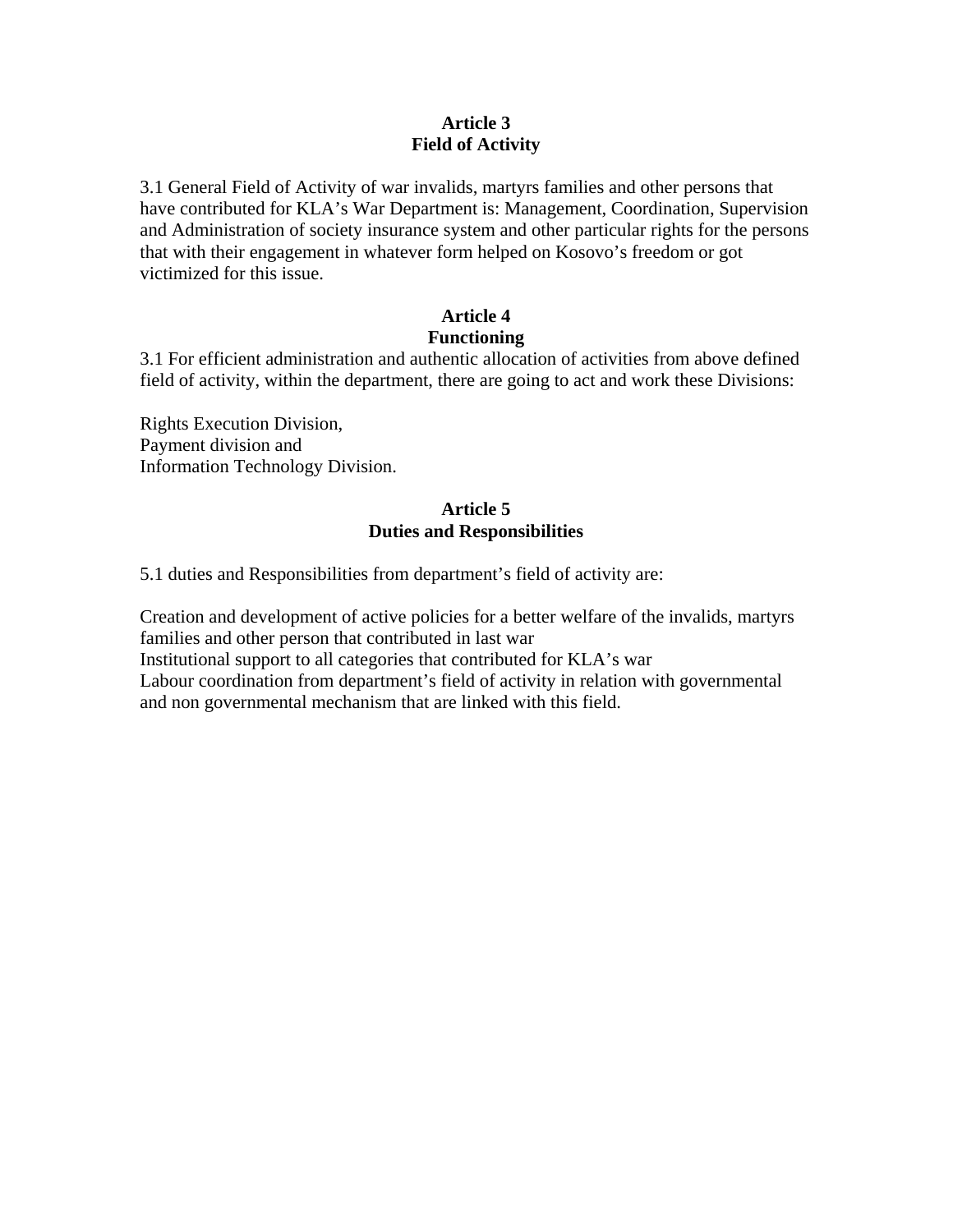**Article 3**
**Field of Activity**

3.1 General Field of Activity of war invalids, martyrs families and other persons that have contributed for KLA's War Department is: Management, Coordination, Supervision and Administration of society insurance system and other particular rights for the persons that with their engagement in whatever form helped on Kosovo's freedom or got victimized for this issue.

**Article 4**
**Functioning**

3.1 For efficient administration and authentic allocation of activities from above defined field of activity, within the department, there are going to act and work these Divisions:

Rights Execution Division,
Payment division and
Information Technology Division.

**Article 5**
**Duties and Responsibilities**

5.1 duties and Responsibilities from department's field of activity are:

Creation and development of active policies for a better welfare of the invalids, martyrs families and other person that contributed in last war
Institutional support to all categories that contributed for KLA's war
Labour coordination from department's field of activity in relation with governmental and non governmental mechanism that are linked with this field.